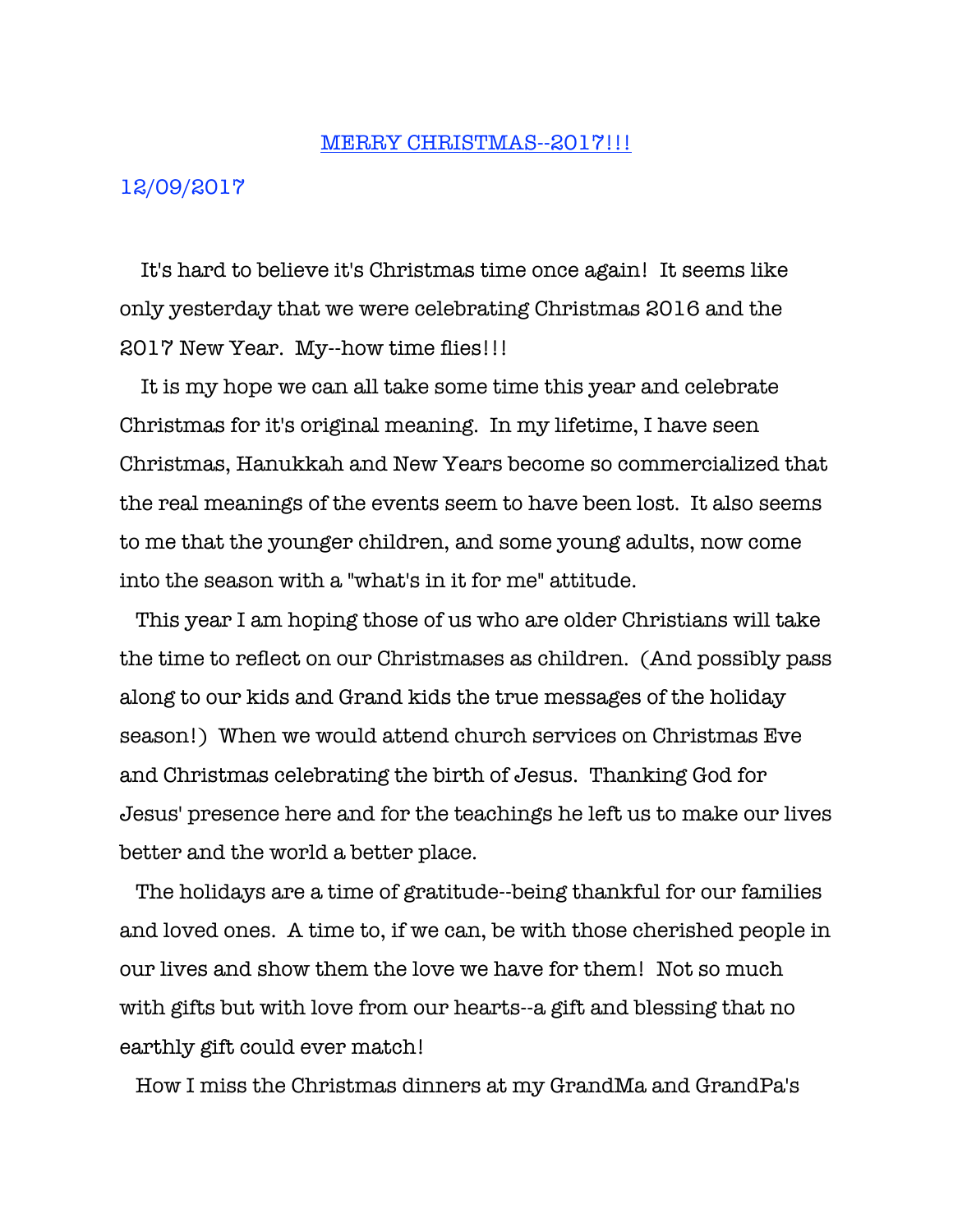# MERRY CHRISTMAS--2017!!!

12/09/2017

It's hard to believe it's Christmas time once again! It seems like only yesterday that we were celebrating Christmas 2016 and the 2017 New Year. My--how time flies!!!

It is my hope we can all take some time this year and celebrate Christmas for it's original meaning. In my lifetime, I have seen Christmas, Hanukkah and New Years become so commercialized that the real meanings of the events seem to have been lost. It also seems to me that the younger children, and some young adults, now come into the season with a "what's in it for me" attitude.

This year I am hoping those of us who are older Christians will take the time to reflect on our Christmases as children. (And possibly pass along to our kids and Grand kids the true messages of the holiday season!) When we would attend church services on Christmas Eve and Christmas celebrating the birth of Jesus. Thanking God for Jesus' presence here and for the teachings he left us to make our lives better and the world a better place.

The holidays are a time of gratitude--being thankful for our families and loved ones. A time to, if we can, be with those cherished people in our lives and show them the love we have for them! Not so much with gifts but with love from our hearts--a gift and blessing that no earthly gift could ever match!

How I miss the Christmas dinners at my GrandMa and GrandPa's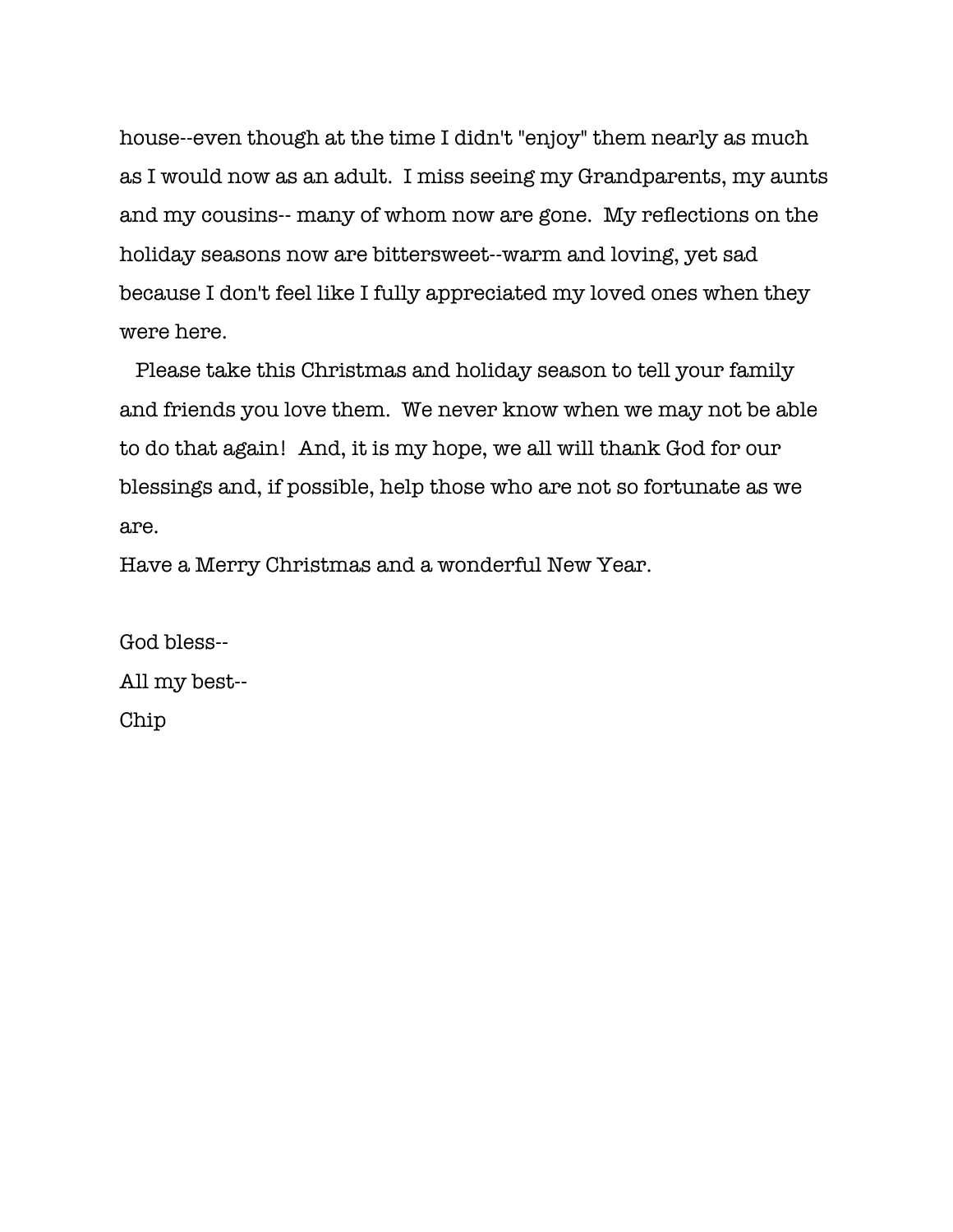house--even though at the time I didn't "enjoy" them nearly as much as I would now as an adult. I miss seeing my Grandparents, my aunts and my cousins-- many of whom now are gone. My reflections on the holiday seasons now are bittersweet--warm and loving, yet sad because I don't feel like I fully appreciated my loved ones when they were here.

Please take this Christmas and holiday season to tell your family and friends you love them. We never know when we may not be able to do that again! And, it is my hope, we all will thank God for our blessings and, if possible, help those who are not so fortunate as we are.

Have a Merry Christmas and a wonderful New Year.

God bless--

All my best--

Chip